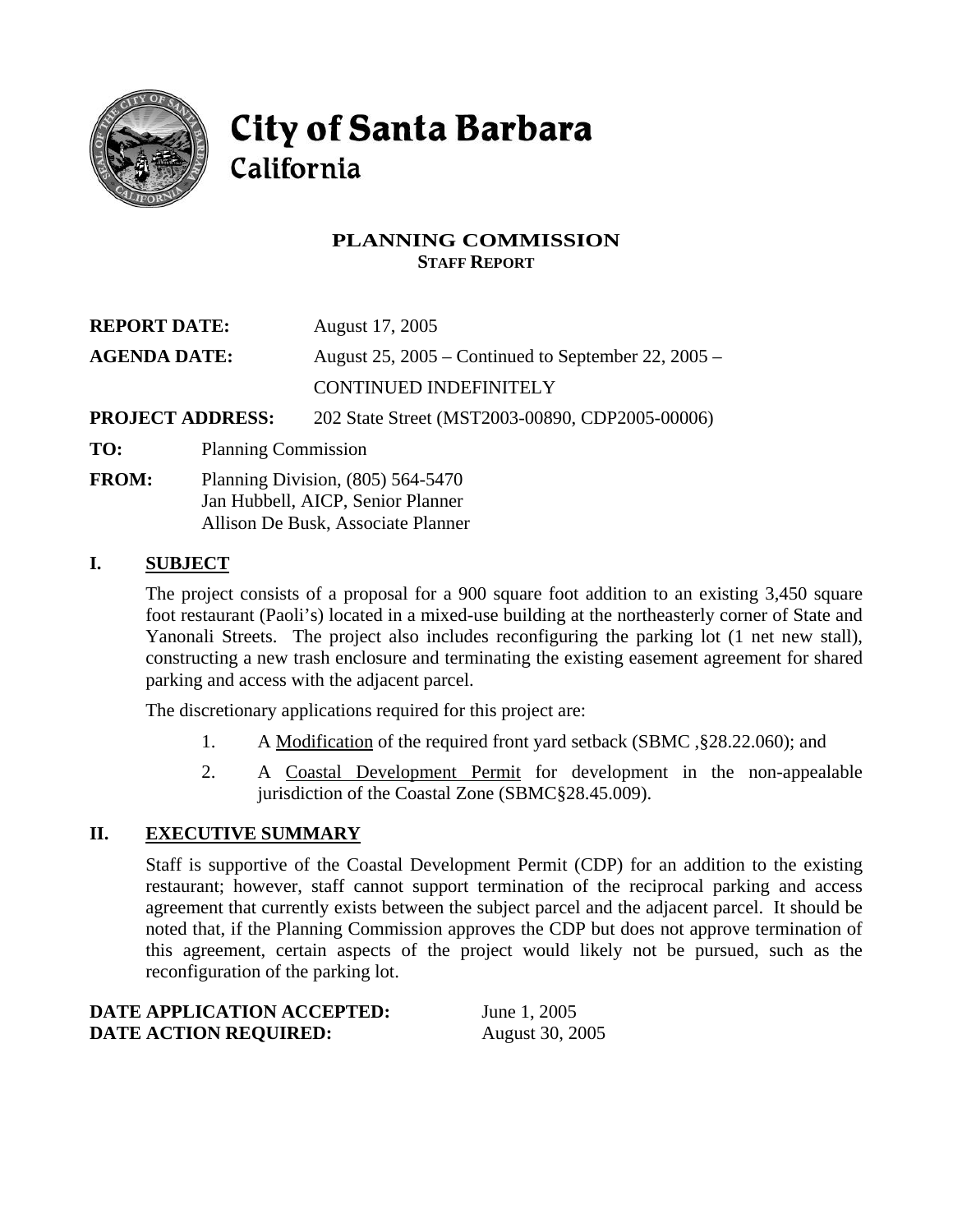# City of Santa Barbara
## California

### PLANNING COMMISSION
**STAFF REPORT**

| | |
|---|---|
| **REPORT DATE:** | August 17, 2005 |
| **AGENDA DATE:** | August 25, 2005 – Continued to September 22, 2005 – CONTINUED INDEFINITELY |
| **PROJECT ADDRESS:** | 202 State Street (MST2003-00890, CDP2005-00006) |

**TO:** Planning Commission

**FROM:** Planning Division, (805) 564-5470
Jan Hubbell, AICP, Senior Planner
Allison De Busk, Associate Planner

## I. SUBJECT

The project consists of a proposal for a 900 square foot addition to an existing 3,450 square foot restaurant (Paoli's) located in a mixed-use building at the northeasterly corner of State and Yanonali Streets. The project also includes reconfiguring the parking lot (1 net new stall), constructing a new trash enclosure and terminating the existing easement agreement for shared parking and access with the adjacent parcel.

The discretionary applications required for this project are:

1. A Modification of the required front yard setback (SBMC ,§28.22.060); and
2. A Coastal Development Permit for development in the non-appealable jurisdiction of the Coastal Zone (SBMC§28.45.009).

## II. EXECUTIVE SUMMARY

Staff is supportive of the Coastal Development Permit (CDP) for an addition to the existing restaurant; however, staff cannot support termination of the reciprocal parking and access agreement that currently exists between the subject parcel and the adjacent parcel. It should be noted that, if the Planning Commission approves the CDP but does not approve termination of this agreement, certain aspects of the project would likely not be pursued, such as the reconfiguration of the parking lot.

| | |
|---|---|
| **DATE APPLICATION ACCEPTED:** | June 1, 2005 |
| **DATE ACTION REQUIRED:** | August 30, 2005 |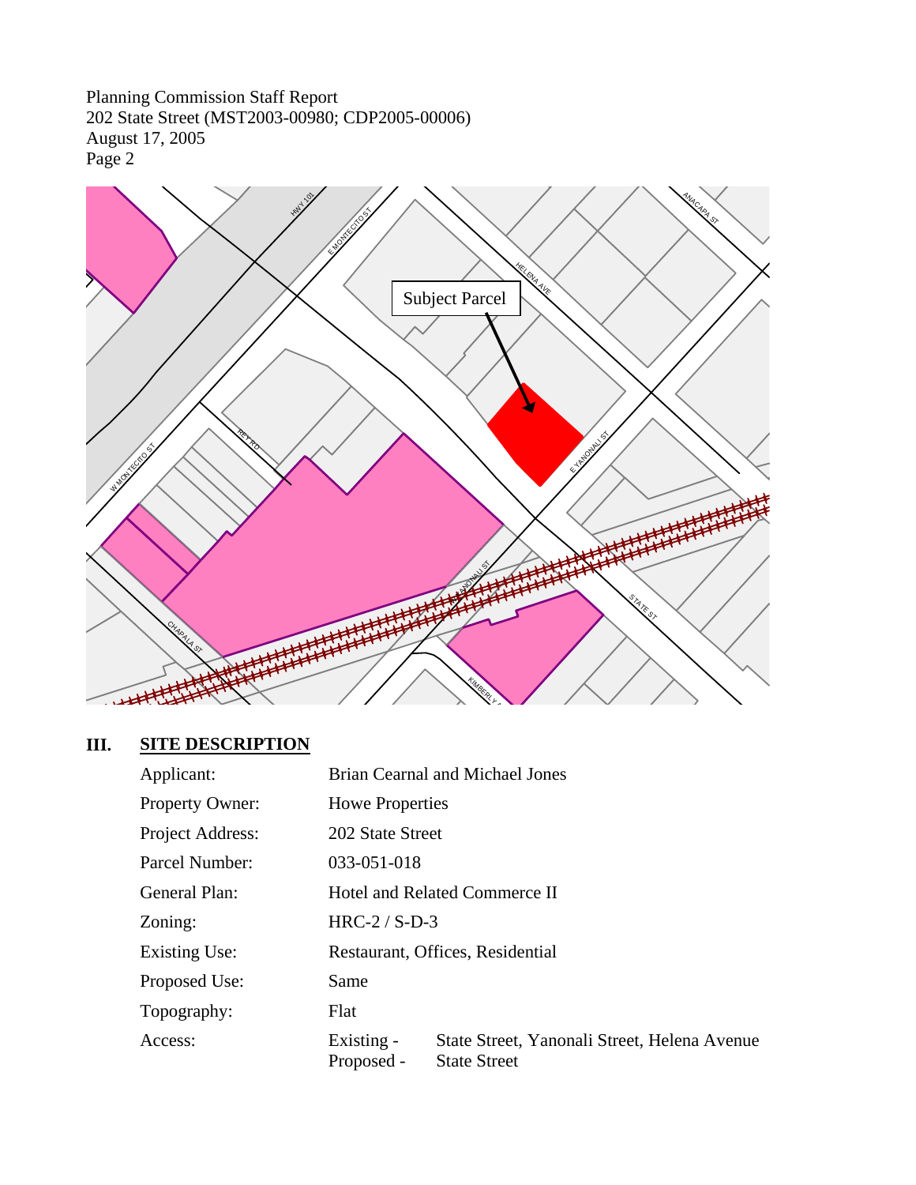## III. SITE DESCRIPTION

| | | |
|---|---|---|
| Applicant: | Brian Cearnal and Michael Jones | |
| Property Owner: | Howe Properties | |
| Project Address: | 202 State Street | |
| Parcel Number: | 033-051-018 | |
| General Plan: | Hotel and Related Commerce II | |
| Zoning: | HRC-2 / S-D-3 | |
| Existing Use: | Restaurant, Offices, Residential | |
| Proposed Use: | Same | |
| Topography: | Flat | |
| Access: | Existing - | State Street, Yanonali Street, Helena Avenue |
| | Proposed - | State Street |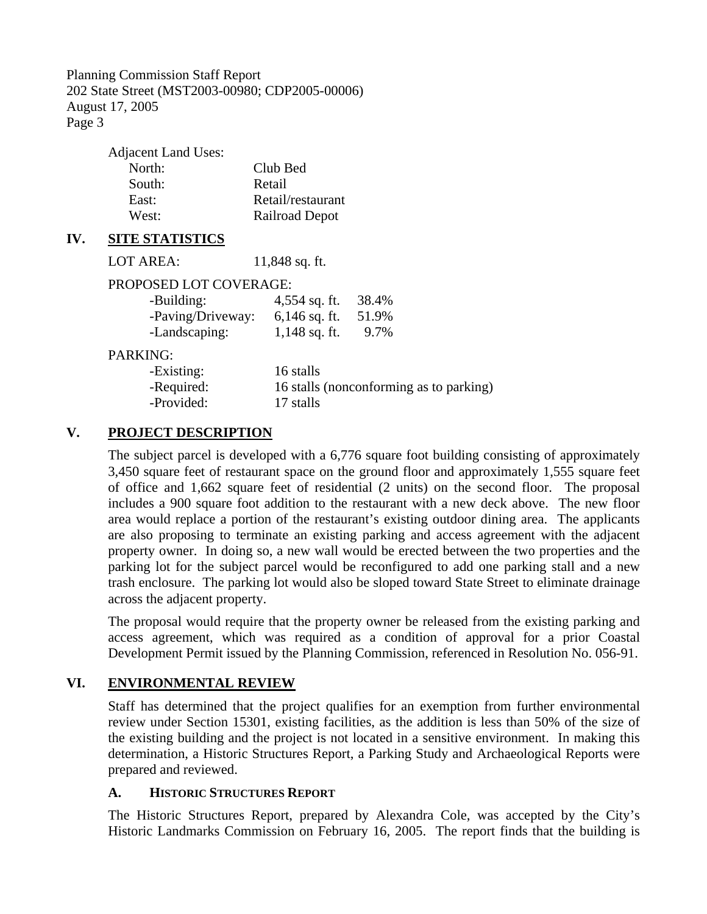Adjacent Land Uses:

| | |
|---|---|
| North: | Club Bed |
| South: | Retail |
| East: | Retail/restaurant |
| West: | Railroad Depot |

## IV. SITE STATISTICS

LOT AREA: 11,848 sq. ft.

PROPOSED LOT COVERAGE:

| | | |
|---|---|---|
| -Building: | 4,554 sq. ft. | 38.4% |
| -Paving/Driveway: | 6,146 sq. ft. | 51.9% |
| -Landscaping: | 1,148 sq. ft. | 9.7% |

PARKING:

| | |
|---|---|
| -Existing: | 16 stalls |
| -Required: | 16 stalls (nonconforming as to parking) |
| -Provided: | 17 stalls |

## V. PROJECT DESCRIPTION

The subject parcel is developed with a 6,776 square foot building consisting of approximately 3,450 square feet of restaurant space on the ground floor and approximately 1,555 square feet of office and 1,662 square feet of residential (2 units) on the second floor. The proposal includes a 900 square foot addition to the restaurant with a new deck above. The new floor area would replace a portion of the restaurant's existing outdoor dining area. The applicants are also proposing to terminate an existing parking and access agreement with the adjacent property owner. In doing so, a new wall would be erected between the two properties and the parking lot for the subject parcel would be reconfigured to add one parking stall and a new trash enclosure. The parking lot would also be sloped toward State Street to eliminate drainage across the adjacent property.

The proposal would require that the property owner be released from the existing parking and access agreement, which was required as a condition of approval for a prior Coastal Development Permit issued by the Planning Commission, referenced in Resolution No. 056-91.

## VI. ENVIRONMENTAL REVIEW

Staff has determined that the project qualifies for an exemption from further environmental review under Section 15301, existing facilities, as the addition is less than 50% of the size of the existing building and the project is not located in a sensitive environment. In making this determination, a Historic Structures Report, a Parking Study and Archaeological Reports were prepared and reviewed.

### A. HISTORIC STRUCTURES REPORT

The Historic Structures Report, prepared by Alexandra Cole, was accepted by the City's Historic Landmarks Commission on February 16, 2005. The report finds that the building is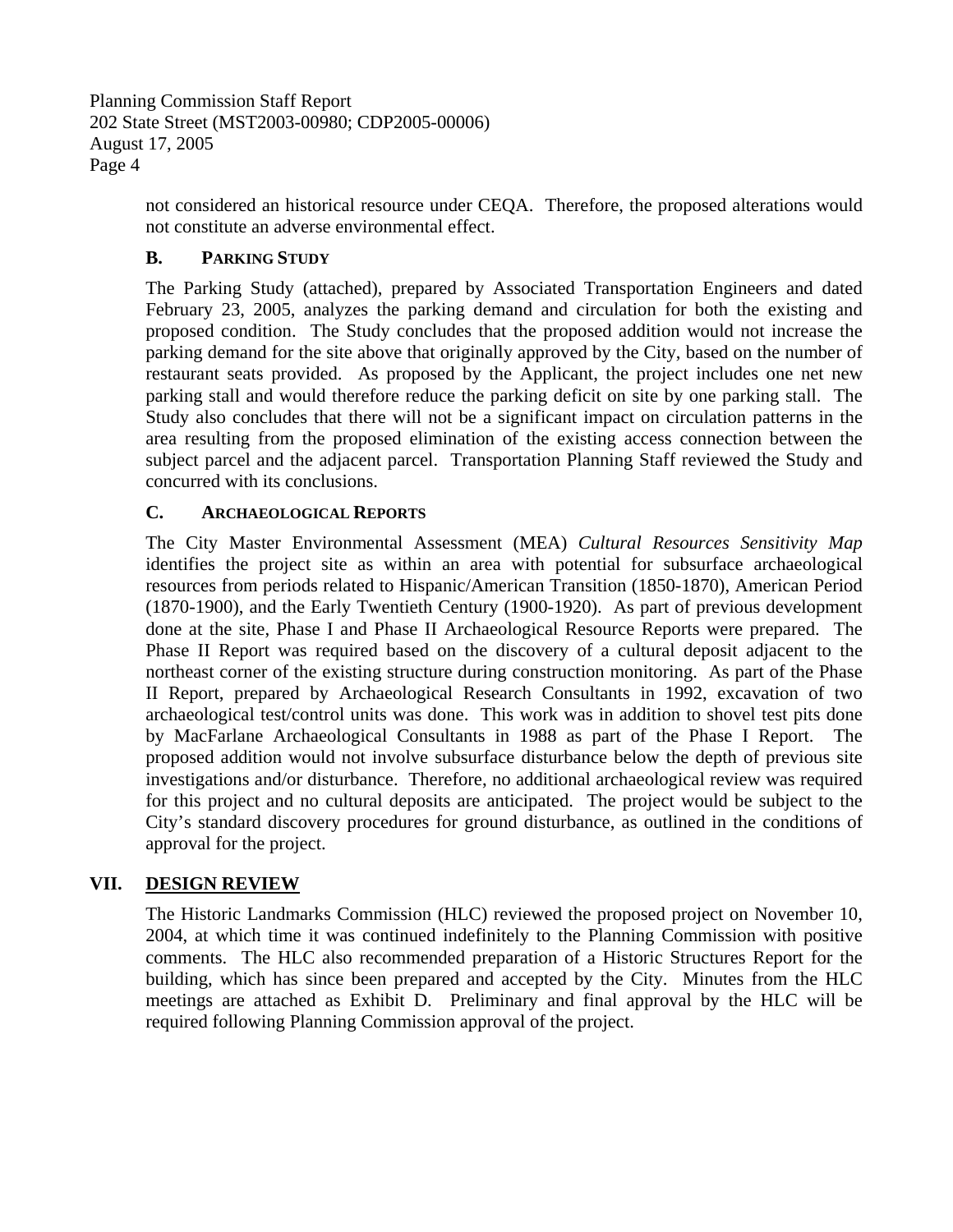not considered an historical resource under CEQA. Therefore, the proposed alterations would not constitute an adverse environmental effect.

### B. PARKING STUDY

The Parking Study (attached), prepared by Associated Transportation Engineers and dated February 23, 2005, analyzes the parking demand and circulation for both the existing and proposed condition. The Study concludes that the proposed addition would not increase the parking demand for the site above that originally approved by the City, based on the number of restaurant seats provided. As proposed by the Applicant, the project includes one net new parking stall and would therefore reduce the parking deficit on site by one parking stall. The Study also concludes that there will not be a significant impact on circulation patterns in the area resulting from the proposed elimination of the existing access connection between the subject parcel and the adjacent parcel. Transportation Planning Staff reviewed the Study and concurred with its conclusions.

### C. ARCHAEOLOGICAL REPORTS

The City Master Environmental Assessment (MEA) *Cultural Resources Sensitivity Map* identifies the project site as within an area with potential for subsurface archaeological resources from periods related to Hispanic/American Transition (1850-1870), American Period (1870-1900), and the Early Twentieth Century (1900-1920). As part of previous development done at the site, Phase I and Phase II Archaeological Resource Reports were prepared. The Phase II Report was required based on the discovery of a cultural deposit adjacent to the northeast corner of the existing structure during construction monitoring. As part of the Phase II Report, prepared by Archaeological Research Consultants in 1992, excavation of two archaeological test/control units was done. This work was in addition to shovel test pits done by MacFarlane Archaeological Consultants in 1988 as part of the Phase I Report. The proposed addition would not involve subsurface disturbance below the depth of previous site investigations and/or disturbance. Therefore, no additional archaeological review was required for this project and no cultural deposits are anticipated. The project would be subject to the City's standard discovery procedures for ground disturbance, as outlined in the conditions of approval for the project.

## VII. DESIGN REVIEW

The Historic Landmarks Commission (HLC) reviewed the proposed project on November 10, 2004, at which time it was continued indefinitely to the Planning Commission with positive comments. The HLC also recommended preparation of a Historic Structures Report for the building, which has since been prepared and accepted by the City. Minutes from the HLC meetings are attached as Exhibit D. Preliminary and final approval by the HLC will be required following Planning Commission approval of the project.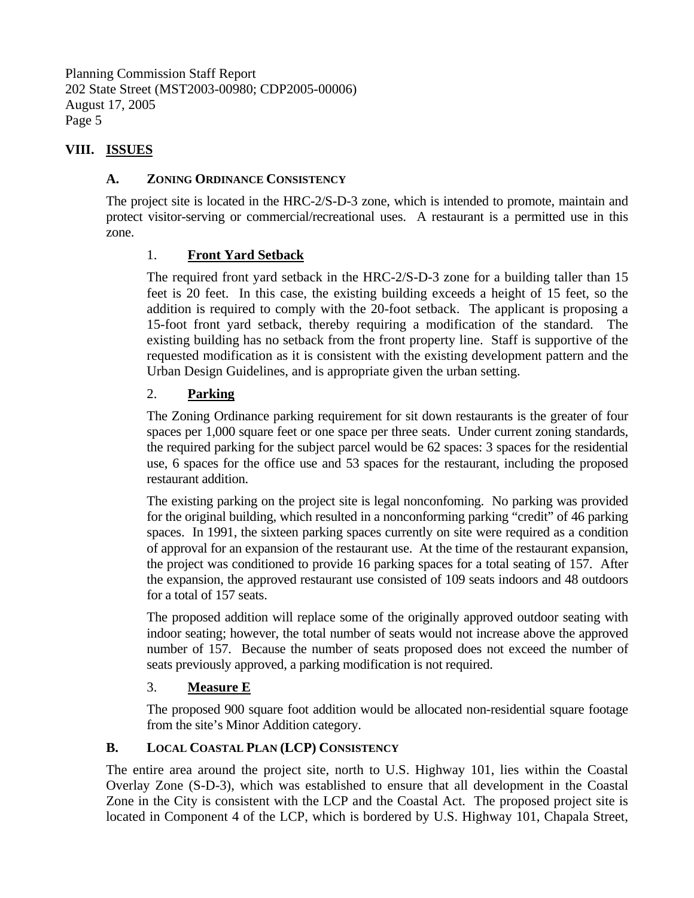## VIII. ISSUES

### A. Zoning Ordinance Consistency

The project site is located in the HRC-2/S-D-3 zone, which is intended to promote, maintain and protect visitor-serving or commercial/recreational uses. A restaurant is a permitted use in this zone.

#### 1. Front Yard Setback

The required front yard setback in the HRC-2/S-D-3 zone for a building taller than 15 feet is 20 feet. In this case, the existing building exceeds a height of 15 feet, so the addition is required to comply with the 20-foot setback. The applicant is proposing a 15-foot front yard setback, thereby requiring a modification of the standard. The existing building has no setback from the front property line. Staff is supportive of the requested modification as it is consistent with the existing development pattern and the Urban Design Guidelines, and is appropriate given the urban setting.

#### 2. Parking

The Zoning Ordinance parking requirement for sit down restaurants is the greater of four spaces per 1,000 square feet or one space per three seats. Under current zoning standards, the required parking for the subject parcel would be 62 spaces: 3 spaces for the residential use, 6 spaces for the office use and 53 spaces for the restaurant, including the proposed restaurant addition.

The existing parking on the project site is legal nonconfoming. No parking was provided for the original building, which resulted in a nonconforming parking "credit" of 46 parking spaces. In 1991, the sixteen parking spaces currently on site were required as a condition of approval for an expansion of the restaurant use. At the time of the restaurant expansion, the project was conditioned to provide 16 parking spaces for a total seating of 157. After the expansion, the approved restaurant use consisted of 109 seats indoors and 48 outdoors for a total of 157 seats.

The proposed addition will replace some of the originally approved outdoor seating with indoor seating; however, the total number of seats would not increase above the approved number of 157. Because the number of seats proposed does not exceed the number of seats previously approved, a parking modification is not required.

#### 3. Measure E

The proposed 900 square foot addition would be allocated non-residential square footage from the site's Minor Addition category.

### B. Local Coastal Plan (LCP) Consistency

The entire area around the project site, north to U.S. Highway 101, lies within the Coastal Overlay Zone (S-D-3), which was established to ensure that all development in the Coastal Zone in the City is consistent with the LCP and the Coastal Act. The proposed project site is located in Component 4 of the LCP, which is bordered by U.S. Highway 101, Chapala Street,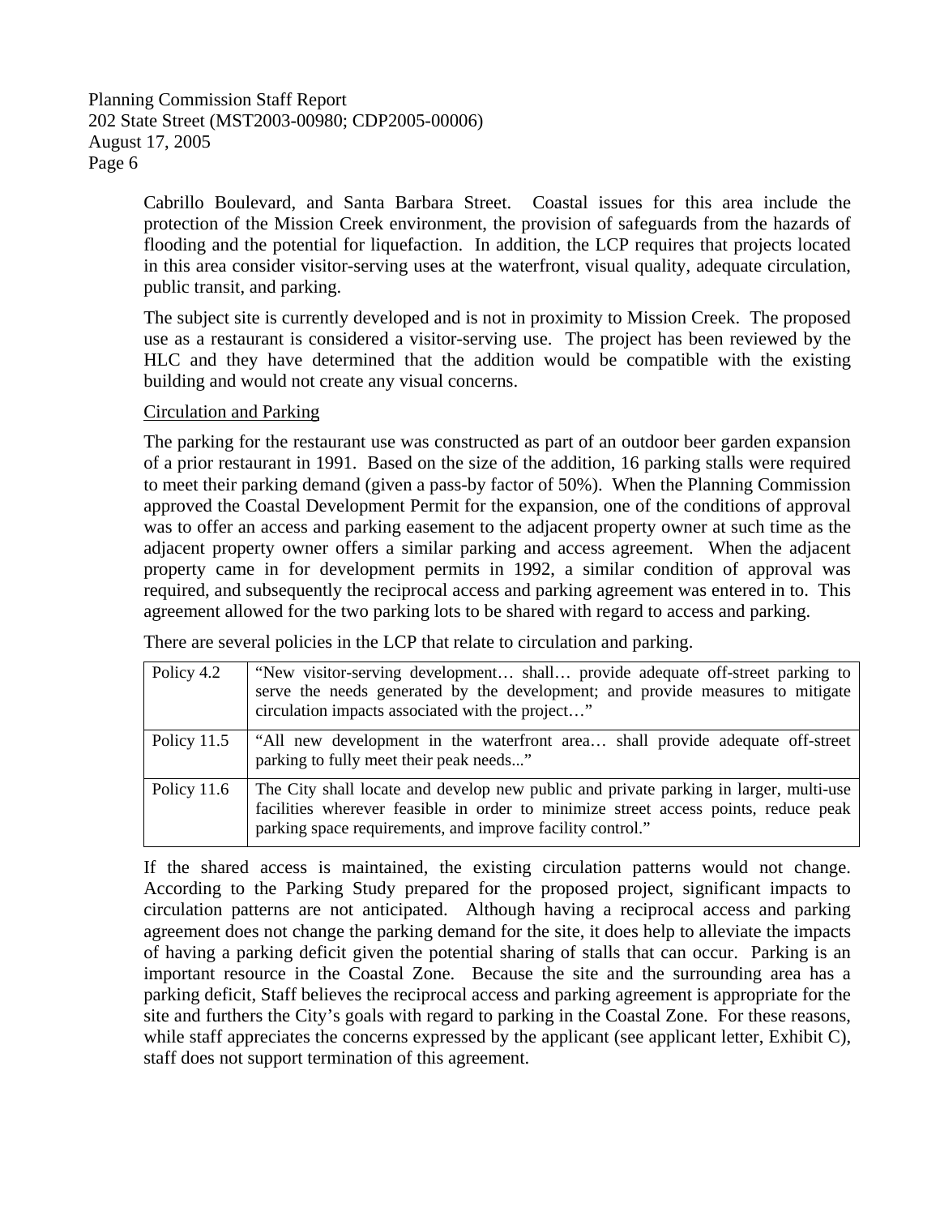Cabrillo Boulevard, and Santa Barbara Street. Coastal issues for this area include the protection of the Mission Creek environment, the provision of safeguards from the hazards of flooding and the potential for liquefaction. In addition, the LCP requires that projects located in this area consider visitor-serving uses at the waterfront, visual quality, adequate circulation, public transit, and parking.

The subject site is currently developed and is not in proximity to Mission Creek. The proposed use as a restaurant is considered a visitor-serving use. The project has been reviewed by the HLC and they have determined that the addition would be compatible with the existing building and would not create any visual concerns.

Circulation and Parking

The parking for the restaurant use was constructed as part of an outdoor beer garden expansion of a prior restaurant in 1991. Based on the size of the addition, 16 parking stalls were required to meet their parking demand (given a pass-by factor of 50%). When the Planning Commission approved the Coastal Development Permit for the expansion, one of the conditions of approval was to offer an access and parking easement to the adjacent property owner at such time as the adjacent property owner offers a similar parking and access agreement. When the adjacent property came in for development permits in 1992, a similar condition of approval was required, and subsequently the reciprocal access and parking agreement was entered in to. This agreement allowed for the two parking lots to be shared with regard to access and parking.

There are several policies in the LCP that relate to circulation and parking.

| | |
|---|---|
| Policy 4.2 | "New visitor-serving development… shall… provide adequate off-street parking to serve the needs generated by the development; and provide measures to mitigate circulation impacts associated with the project…" |
| Policy 11.5 | "All new development in the waterfront area… shall provide adequate off-street parking to fully meet their peak needs..." |
| Policy 11.6 | The City shall locate and develop new public and private parking in larger, multi-use facilities wherever feasible in order to minimize street access points, reduce peak parking space requirements, and improve facility control." |

If the shared access is maintained, the existing circulation patterns would not change. According to the Parking Study prepared for the proposed project, significant impacts to circulation patterns are not anticipated. Although having a reciprocal access and parking agreement does not change the parking demand for the site, it does help to alleviate the impacts of having a parking deficit given the potential sharing of stalls that can occur. Parking is an important resource in the Coastal Zone. Because the site and the surrounding area has a parking deficit, Staff believes the reciprocal access and parking agreement is appropriate for the site and furthers the City's goals with regard to parking in the Coastal Zone. For these reasons, while staff appreciates the concerns expressed by the applicant (see applicant letter, Exhibit C), staff does not support termination of this agreement.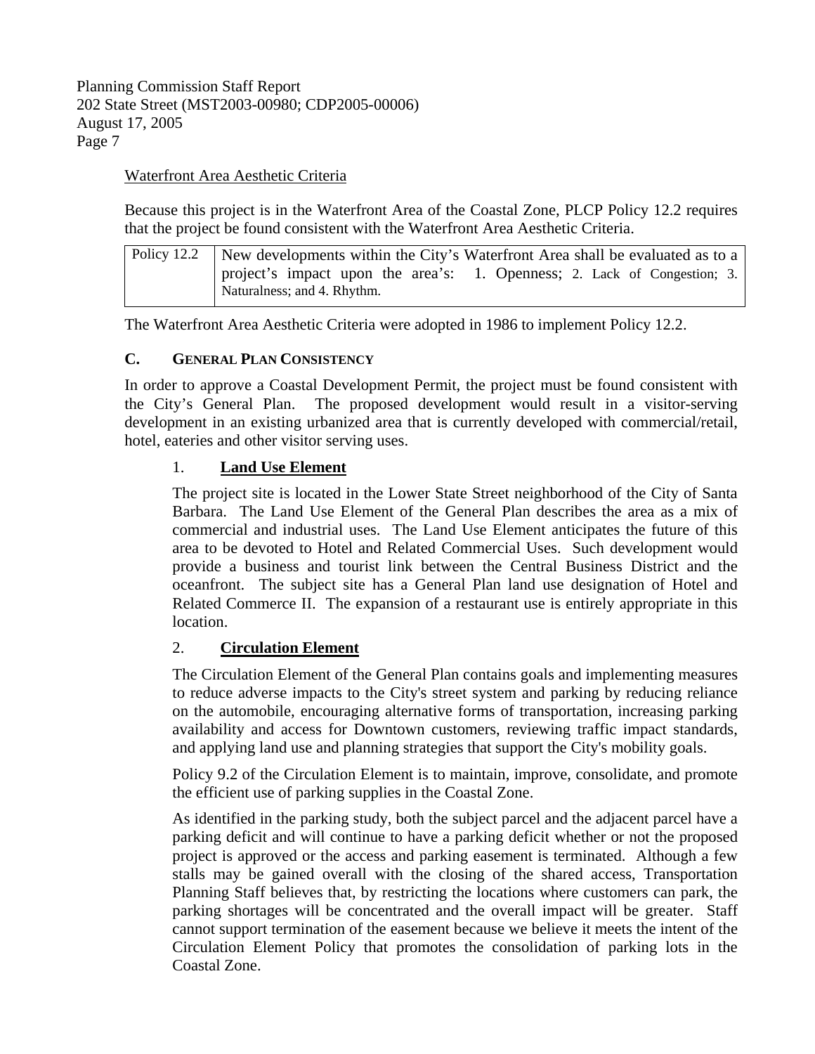Waterfront Area Aesthetic Criteria

Because this project is in the Waterfront Area of the Coastal Zone, PLCP Policy 12.2 requires that the project be found consistent with the Waterfront Area Aesthetic Criteria.

| Policy 12.2 | New developments within the City's Waterfront Area shall be evaluated as to a project's impact upon the area's: 1. Openness; 2. Lack of Congestion; 3. Naturalness; and 4. Rhythm. |
|---|---|

The Waterfront Area Aesthetic Criteria were adopted in 1986 to implement Policy 12.2.

## C. GENERAL PLAN CONSISTENCY

In order to approve a Coastal Development Permit, the project must be found consistent with the City's General Plan. The proposed development would result in a visitor-serving development in an existing urbanized area that is currently developed with commercial/retail, hotel, eateries and other visitor serving uses.

### 1. **Land Use Element**

The project site is located in the Lower State Street neighborhood of the City of Santa Barbara. The Land Use Element of the General Plan describes the area as a mix of commercial and industrial uses. The Land Use Element anticipates the future of this area to be devoted to Hotel and Related Commercial Uses. Such development would provide a business and tourist link between the Central Business District and the oceanfront. The subject site has a General Plan land use designation of Hotel and Related Commerce II. The expansion of a restaurant use is entirely appropriate in this location.

### 2. **Circulation Element**

The Circulation Element of the General Plan contains goals and implementing measures to reduce adverse impacts to the City's street system and parking by reducing reliance on the automobile, encouraging alternative forms of transportation, increasing parking availability and access for Downtown customers, reviewing traffic impact standards, and applying land use and planning strategies that support the City's mobility goals.

Policy 9.2 of the Circulation Element is to maintain, improve, consolidate, and promote the efficient use of parking supplies in the Coastal Zone.

As identified in the parking study, both the subject parcel and the adjacent parcel have a parking deficit and will continue to have a parking deficit whether or not the proposed project is approved or the access and parking easement is terminated. Although a few stalls may be gained overall with the closing of the shared access, Transportation Planning Staff believes that, by restricting the locations where customers can park, the parking shortages will be concentrated and the overall impact will be greater. Staff cannot support termination of the easement because we believe it meets the intent of the Circulation Element Policy that promotes the consolidation of parking lots in the Coastal Zone.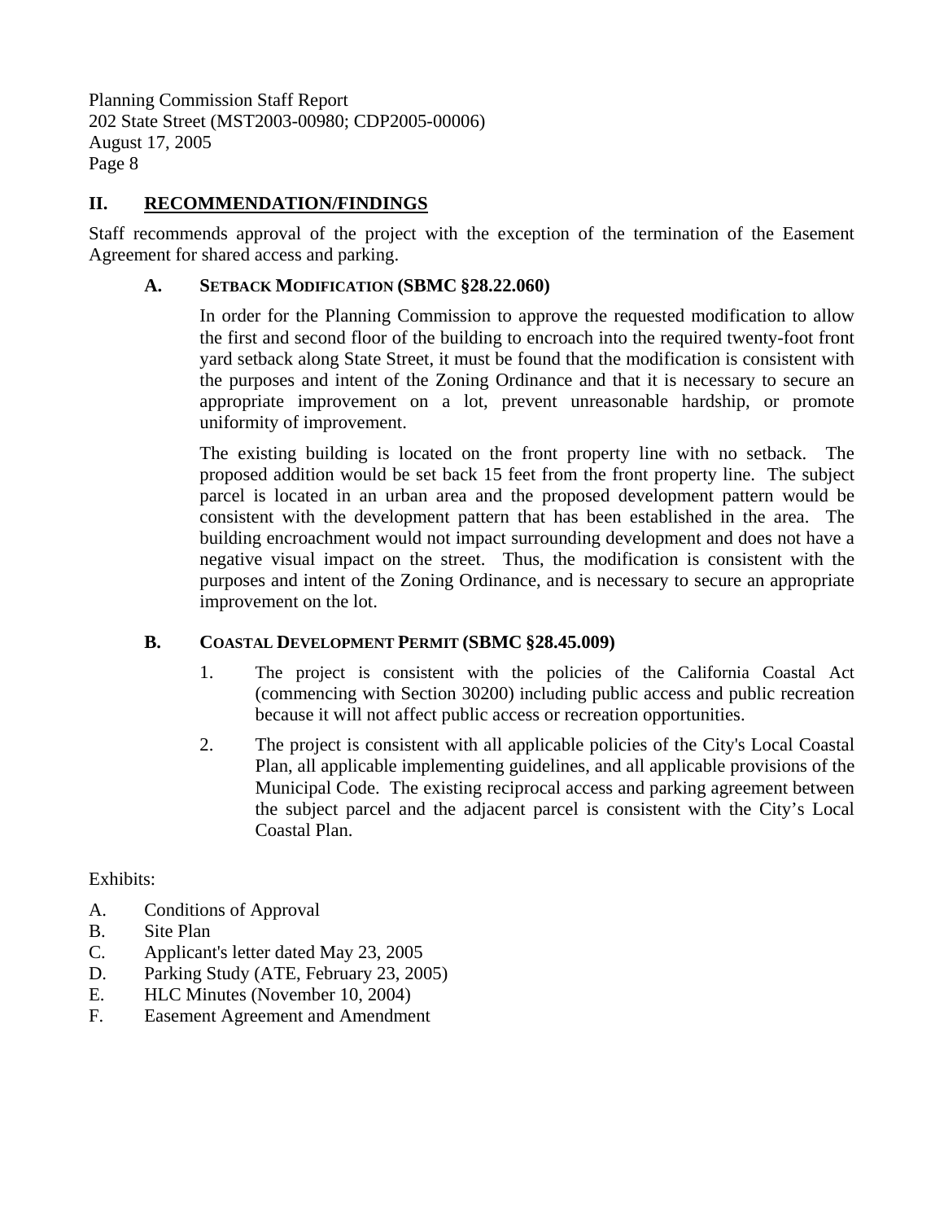## II. RECOMMENDATION/FINDINGS

Staff recommends approval of the project with the exception of the termination of the Easement Agreement for shared access and parking.

### A. SETBACK MODIFICATION (SBMC §28.22.060)

In order for the Planning Commission to approve the requested modification to allow the first and second floor of the building to encroach into the required twenty-foot front yard setback along State Street, it must be found that the modification is consistent with the purposes and intent of the Zoning Ordinance and that it is necessary to secure an appropriate improvement on a lot, prevent unreasonable hardship, or promote uniformity of improvement.

The existing building is located on the front property line with no setback. The proposed addition would be set back 15 feet from the front property line. The subject parcel is located in an urban area and the proposed development pattern would be consistent with the development pattern that has been established in the area. The building encroachment would not impact surrounding development and does not have a negative visual impact on the street. Thus, the modification is consistent with the purposes and intent of the Zoning Ordinance, and is necessary to secure an appropriate improvement on the lot.

### B. COASTAL DEVELOPMENT PERMIT (SBMC §28.45.009)

1. The project is consistent with the policies of the California Coastal Act (commencing with Section 30200) including public access and public recreation because it will not affect public access or recreation opportunities.
2. The project is consistent with all applicable policies of the City's Local Coastal Plan, all applicable implementing guidelines, and all applicable provisions of the Municipal Code. The existing reciprocal access and parking agreement between the subject parcel and the adjacent parcel is consistent with the City's Local Coastal Plan.

Exhibits:

A. Conditions of Approval
B. Site Plan
C. Applicant's letter dated May 23, 2005
D. Parking Study (ATE, February 23, 2005)
E. HLC Minutes (November 10, 2004)
F. Easement Agreement and Amendment